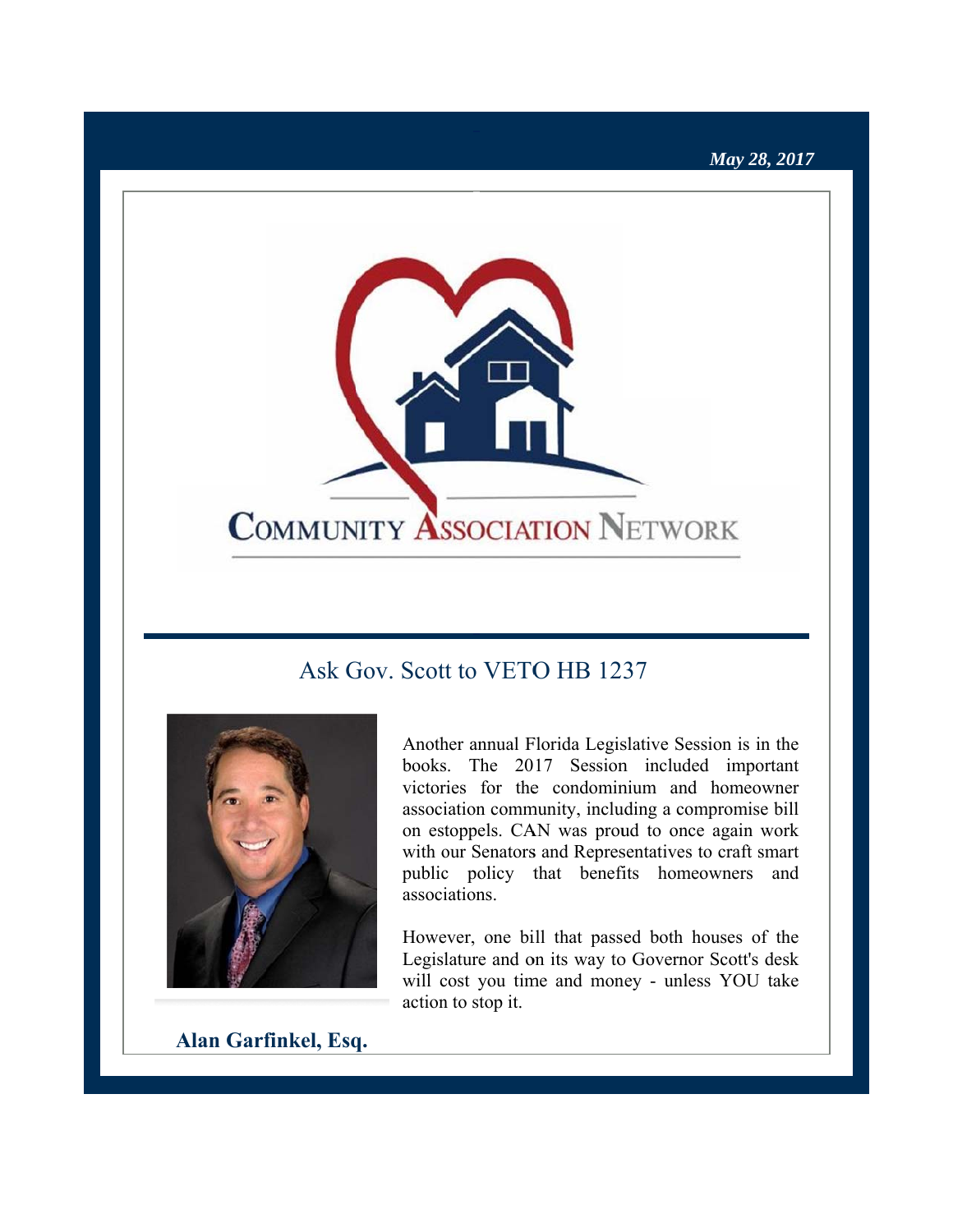*May 28, 2017*

COMMUNITY ASSOCIATION NETWORK

## Ask Gov. Scott to VETO HB 1237

**Alan Garfinkel, Esq.**

Another annual Florida Legislative Session is in the books. The 2017 Session included important victories for the condominium and homeowner association community, including a compromise bill on estoppels. CAN was proud to once again work with our Senators and Representatives to craft smart public policy that benefits homeowners and associations.

However, one bill that passed both houses of the Legislature and on its way to Governor Scott's desk will cost you time and money - unless YOU take action to stop it.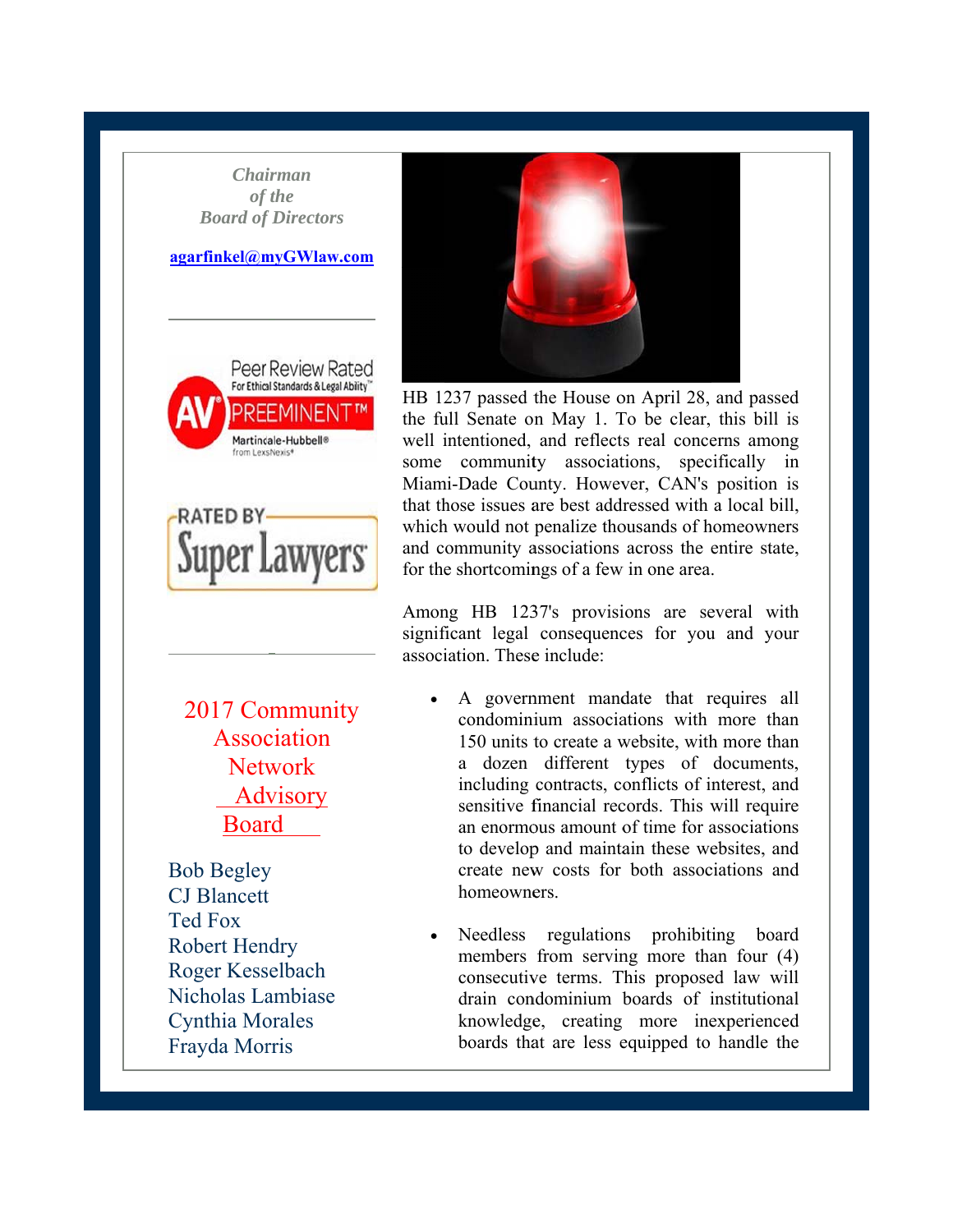*Chairman of the Board of Directors*

agarfinkel@myGWlaw.com

Peer Review Rated For Ethical Standards & Legal Ability AV PREEMINENT™ Martindale-Hubbell® from LexisNexis®

RATED BY Super Lawyers

## 2017 Community Association Network Advisory Board

Bob Begley
CJ Blancett
Ted Fox
Robert Hendry
Roger Kesselbach
Nicholas Lambiase
Cynthia Morales
Frayda Morris

HB 1237 passed the House on April 28, and passed the full Senate on May 1. To be clear, this bill is well intentioned, and reflects real concerns among some community associations, specifically in Miami-Dade County. However, CAN's position is that those issues are best addressed with a local bill, which would not penalize thousands of homeowners and community associations across the entire state, for the shortcomings of a few in one area.

Among HB 1237's provisions are several with significant legal consequences for you and your association. These include:

- A government mandate that requires all condominium associations with more than 150 units to create a website, with more than a dozen different types of documents, including contracts, conflicts of interest, and sensitive financial records. This will require an enormous amount of time for associations to develop and maintain these websites, and create new costs for both associations and homeowners.

- Needless regulations prohibiting board members from serving more than four (4) consecutive terms. This proposed law will drain condominium boards of institutional knowledge, creating more inexperienced boards that are less equipped to handle the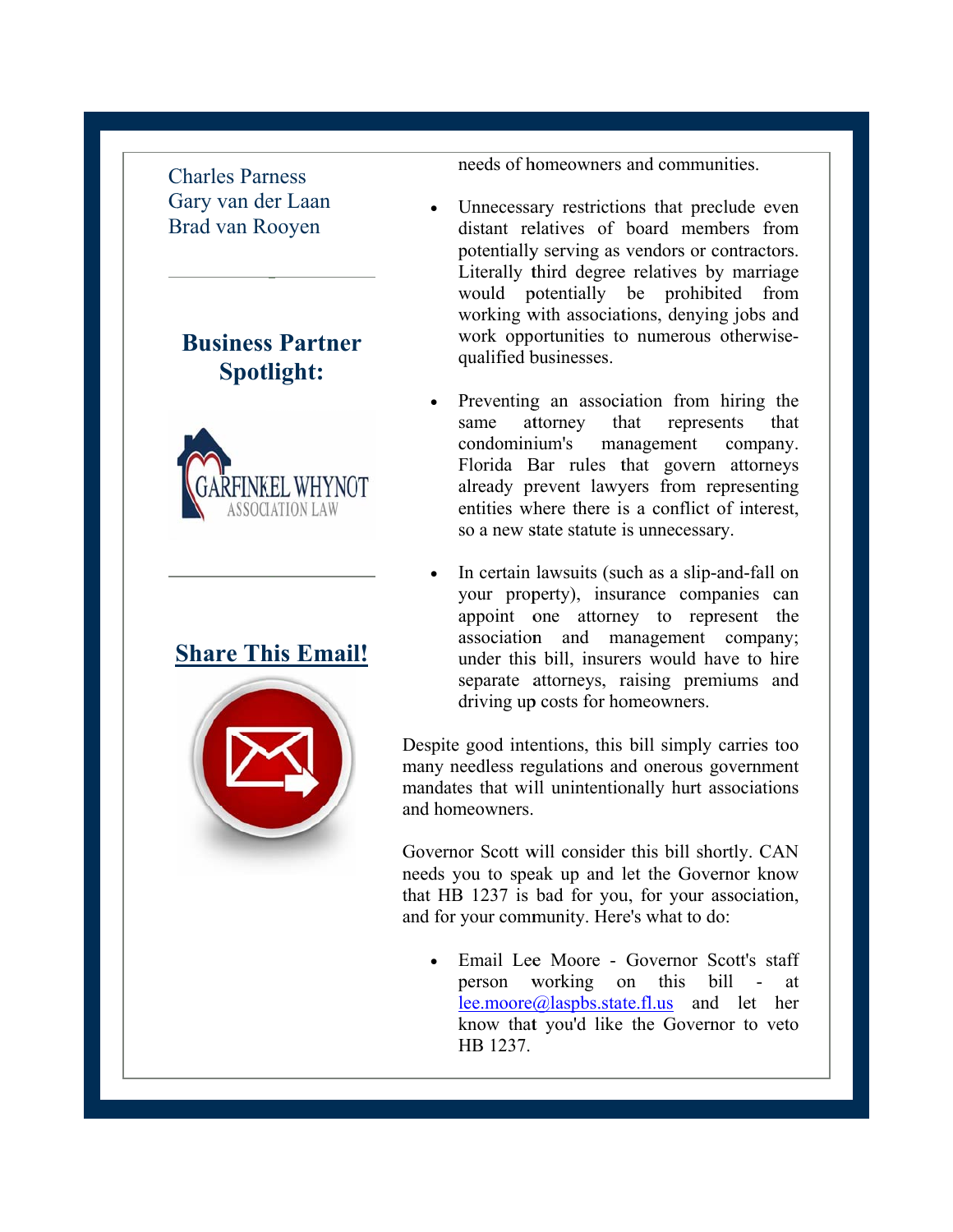Charles Parness
Gary van der Laan
Brad van Rooyen

## Business Partner Spotlight:

GARFINKEL WHYNOT
ASSOCIATION LAW

## Share This Email!

needs of homeowners and communities.

- Unnecessary restrictions that preclude even distant relatives of board members from potentially serving as vendors or contractors. Literally third degree relatives by marriage would potentially be prohibited from working with associations, denying jobs and work opportunities to numerous otherwise-qualified businesses.

- Preventing an association from hiring the same attorney that represents that condominium's management company. Florida Bar rules that govern attorneys already prevent lawyers from representing entities where there is a conflict of interest, so a new state statute is unnecessary.

- In certain lawsuits (such as a slip-and-fall on your property), insurance companies can appoint one attorney to represent the association and management company; under this bill, insurers would have to hire separate attorneys, raising premiums and driving up costs for homeowners.

Despite good intentions, this bill simply carries too many needless regulations and onerous government mandates that will unintentionally hurt associations and homeowners.

Governor Scott will consider this bill shortly. CAN needs you to speak up and let the Governor know that HB 1237 is bad for you, for your association, and for your community. Here's what to do:

- Email Lee Moore - Governor Scott's staff person working on this bill - at lee.moore@laspbs.state.fl.us and let her know that you'd like the Governor to veto HB 1237.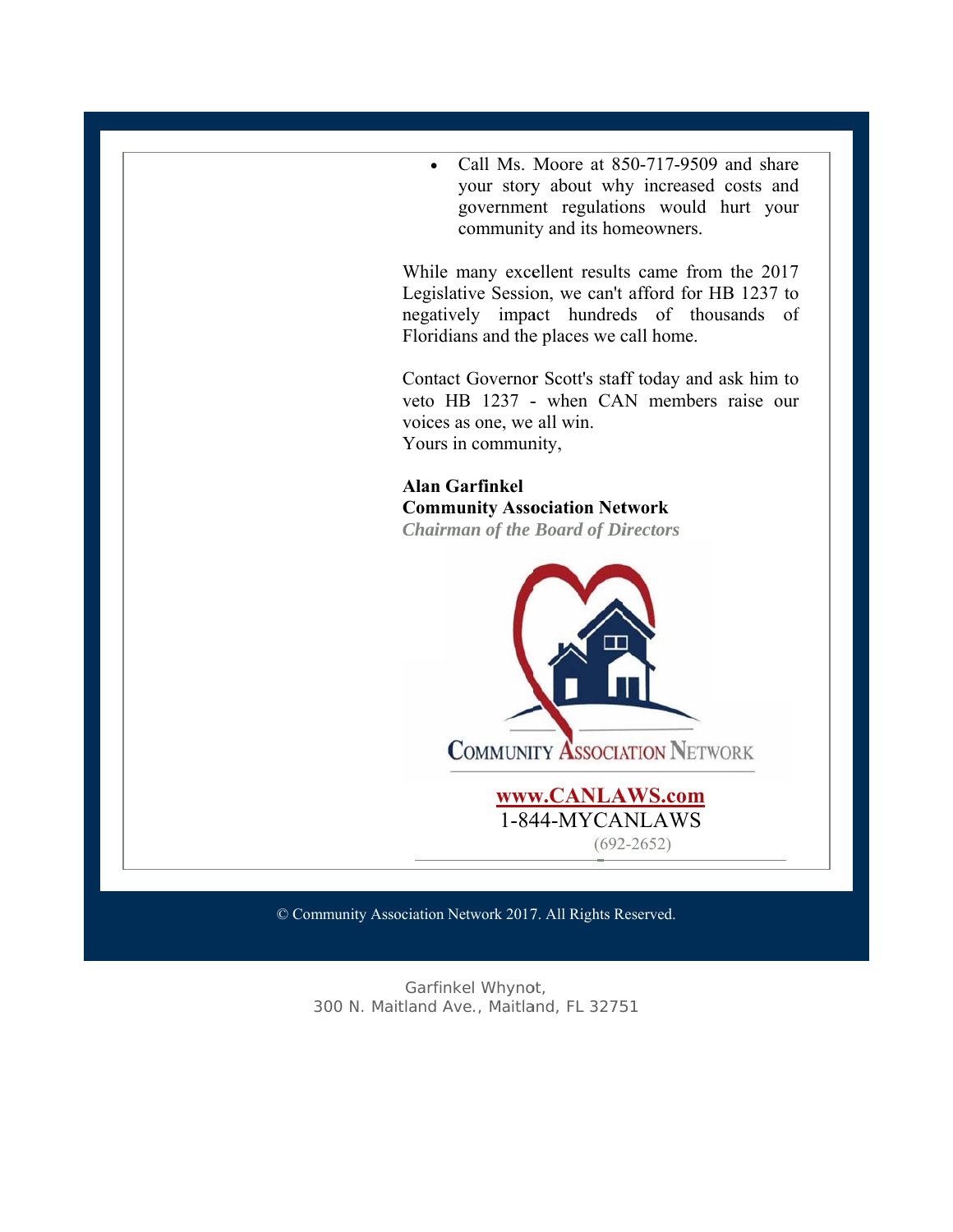- Call Ms. Moore at 850-717-9509 and share your story about why increased costs and government regulations would hurt your community and its homeowners.

While many excellent results came from the 2017 Legislative Session, we can't afford for HB 1237 to negatively impact hundreds of thousands of Floridians and the places we call home.

Contact Governor Scott's staff today and ask him to veto HB 1237 - when CAN members raise our voices as one, we all win.
Yours in community,

**Alan Garfinkel**
**Community Association Network**
***Chairman of the Board of Directors***

COMMUNITY ASSOCIATION NETWORK

**www.CANLAWS.com**
1-844-MYCANLAWS
(692-2652)

© Community Association Network 2017. All Rights Reserved.

Garfinkel Whynot,
300 N. Maitland Ave., Maitland, FL 32751